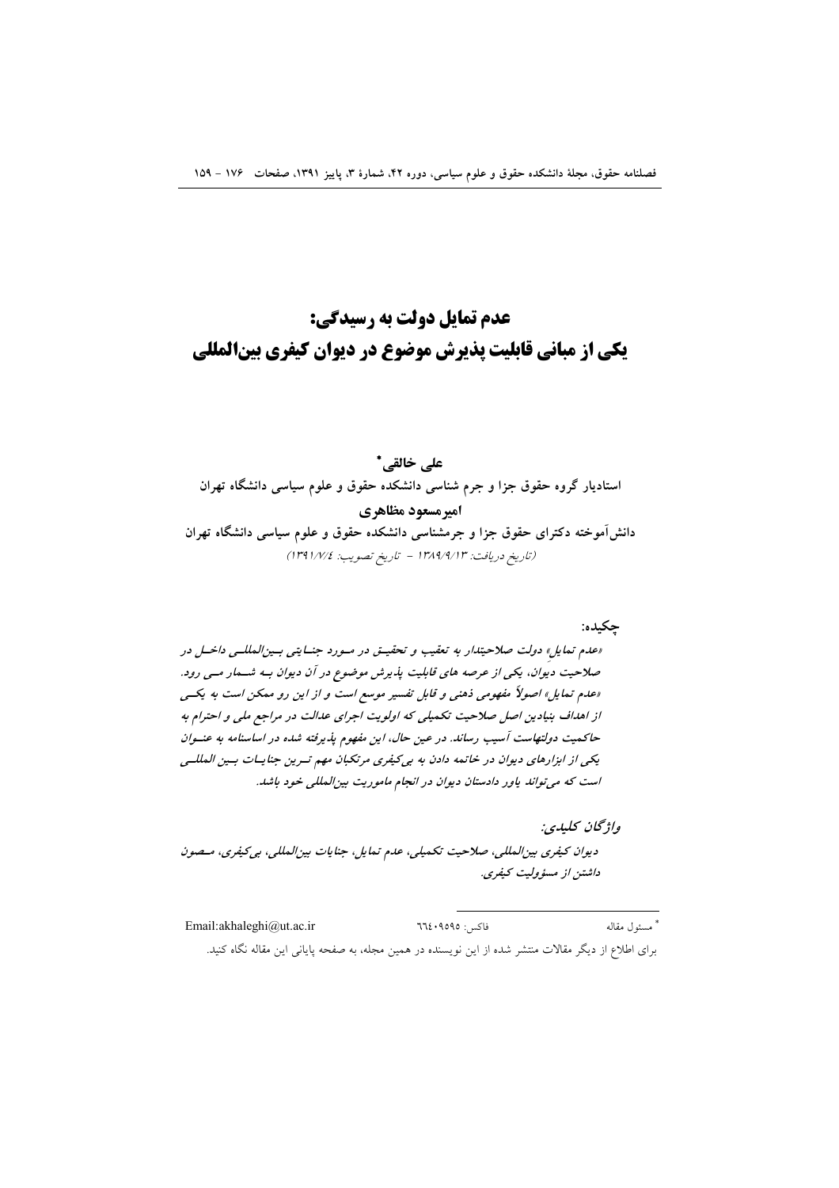# عدم تمایل دولت به رسیدگی:
# یکی از مبانی قابلیت پذیرش موضوع در دیوان کیفری بین‌المللی

**علی خالقی***

**استادیار گروه حقوق جزا و جرم شناسی دانشکده حقوق و علوم سیاسی دانشگاه تهران**

**امیرمسعود مظاهری**

**دانش‌آموخته دکترای حقوق جزا و جرمشناسی دانشکده حقوق و علوم سیاسی دانشگاه تهران**

*(تاریخ دریافت: ۱۳۸۹/۹/۱۳ - تاریخ تصویب: ۱۳۹۱/۷/٤)*

**چکیده:**

*«عدم تمایل» دولت صلاحیتدار به تعقیب و تحقیق در مورد جنایتی بین‌المللی داخل در صلاحیت دیوان، یکی از عرصه های قابلیت پذیرش موضوع در آن دیوان به شمار می رود. «عدم تمایل» اصولاً مفهومی ذهنی و قابل تفسیر موسع است و از این رو ممکن است به یکی از اهداف بنیادین اصل صلاحیت تکمیلی که اولویت اجرای عدالت در مراجع ملی و احترام به حاکمیت دولتهاست آسیب رساند. در عین حال، این مفهوم پذیرفته شده در اساسنامه به عنوان یکی از ابزارهای دیوان در خاتمه دادن به بی‌کیفری مرتکبان مهم ترین جنایات بین المللی است که می‌تواند یاور دادستان دیوان در انجام ماموریت بین‌المللی خود باشد.*

*واژگان کلیدی:*

*دیوان کیفری بین‌المللی، صلاحیت تکمیلی، عدم تمایل، جنایات بین‌المللی، بی‌کیفری، مصون داشتن از مسؤولیت کیفری.*

---

* مسئول مقاله فاکس: ٦٦٤٠٩٥٩٥ Email:akhaleghi@ut.ac.ir

برای اطلاع از دیگر مقالات منتشر شده از این نویسنده در همین مجله، به صفحه پایانی این مقاله نگاه کنید.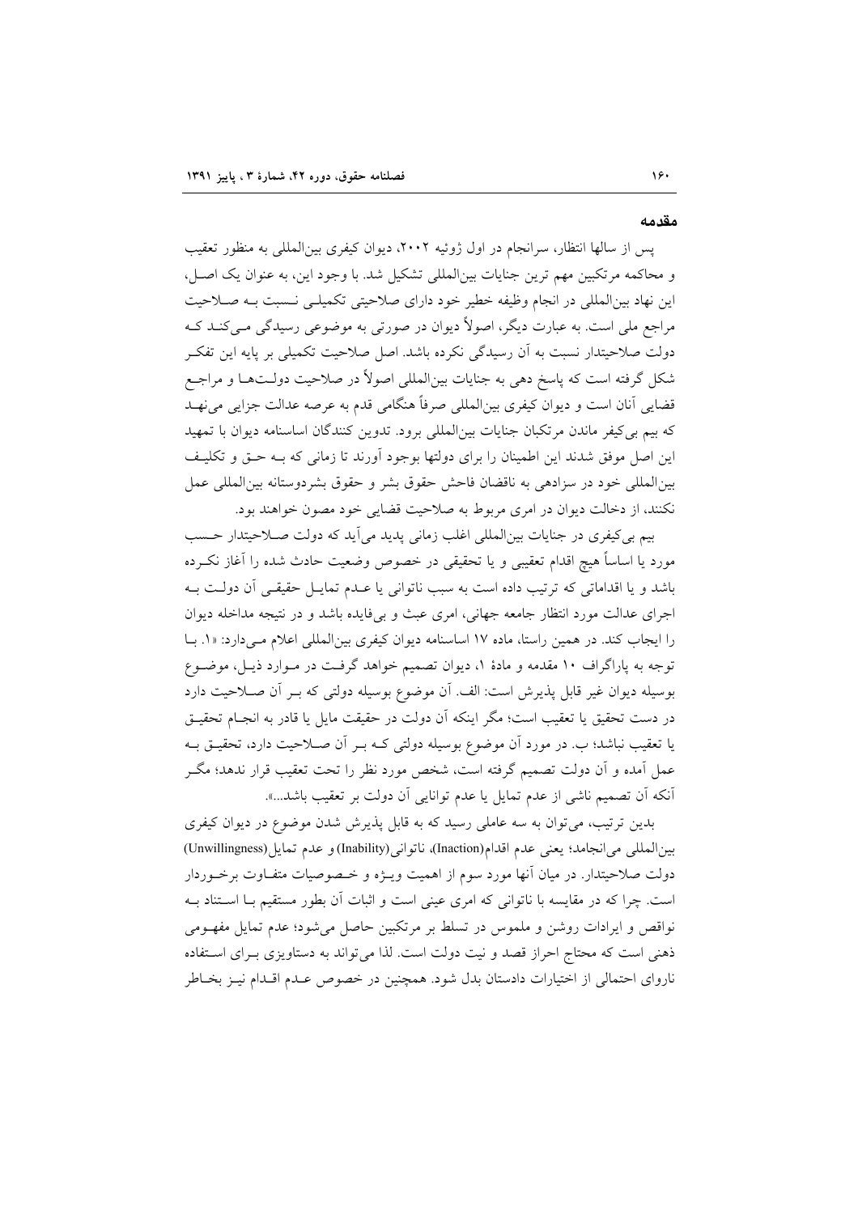## مقدمه

پس از سالها انتظار، سرانجام در اول ژوئیه ۲۰۰۲، دیوان کیفری بین‌المللی به منظور تعقیب و محاکمه مرتکبین مهم ترین جنایات بین‌المللی تشکیل شد. با وجود این، به عنوان یک اصل، این نهاد بین‌المللی در انجام وظیفه خطیر خود دارای صلاحیتی تکمیلی نسبت به صلاحیت مراجع ملی است. به عبارت دیگر، اصولاً دیوان در صورتی به موضوعی رسیدگی می‌کند که دولت صلاحیتدار نسبت به آن رسیدگی نکرده باشد. اصل صلاحیت تکمیلی بر پایه این تفکر شکل گرفته است که پاسخ دهی به جنایات بین‌المللی اصولاً در صلاحیت دولت‌ها و مراجع قضایی آنان است و دیوان کیفری بین‌المللی صرفاً هنگامی قدم به عرصه عدالت جزایی می‌نهد که بیم بی‌کیفر ماندن مرتکبان جنایات بین‌المللی برود. تدوین کنندگان اساسنامه دیوان با تمهید این اصل موفق شدند این اطمینان را برای دولتها بوجود آورند تا زمانی که به حق و تکلیف بین‌المللی خود در سزادهی به ناقضان فاحش حقوق بشر و حقوق بشردوستانه بین‌المللی عمل نکنند، از دخالت دیوان در امری مربوط به صلاحیت قضایی خود مصون خواهند بود.

بیم بی‌کیفری در جنایات بین‌المللی اغلب زمانی پدید می‌آید که دولت صلاحیتدار حسب مورد یا اساساً هیچ اقدام تعقیبی و یا تحقیقی در خصوص وضعیت حادث شده را آغاز نکرده باشد و یا اقداماتی که ترتیب داده است به سبب ناتوانی یا عدم تمایل حقیقی آن دولت به اجرای عدالت مورد انتظار جامعه جهانی، امری عبث و بی‌فایده باشد و در نتیجه مداخله دیوان را ایجاب کند. در همین راستا، ماده ۱۷ اساسنامه دیوان کیفری بین‌المللی اعلام می‌دارد: «۱. با توجه به پاراگراف ۱۰ مقدمه و مادهٔ ۱، دیوان تصمیم خواهد گرفت در موارد ذیل، موضوع بوسیله دیوان غیر قابل پذیرش است: الف. آن موضوع بوسیله دولتی که بر آن صلاحیت دارد در دست تحقیق یا تعقیب است؛ مگر اینکه آن دولت در حقیقت مایل یا قادر به انجام تحقیق یا تعقیب نباشد؛ ب. در مورد آن موضوع بوسیله دولتی که بر آن صلاحیت دارد، تحقیق به عمل آمده و آن دولت تصمیم گرفته است، شخص مورد نظر را تحت تعقیب قرار ندهد؛ مگر آنکه آن تصمیم ناشی از عدم تمایل یا عدم توانایی آن دولت بر تعقیب باشد...».

بدین ترتیب، می‌توان به سه عاملی رسید که به قابل پذیرش شدن موضوع در دیوان کیفری بین‌المللی می‌انجامد؛ یعنی عدم اقدام(Inaction)، ناتوانی(Inability) و عدم تمایل(Unwillingness) دولت صلاحیتدار. در میان آنها مورد سوم از اهمیت ویژه و خصوصیات متفاوت برخوردار است. چرا که در مقایسه با ناتوانی که امری عینی است و اثبات آن بطور مستقیم با استناد به نواقص و ایرادات روشن و ملموس در تسلط بر مرتکبین حاصل می‌شود؛ عدم تمایل مفهومی ذهنی است که محتاج احراز قصد و نیت دولت است. لذا می‌تواند به دستاویزی برای استفاده ناروای احتمالی از اختیارات دادستان بدل شود. همچنین در خصوص عدم اقدام نیز بخاطر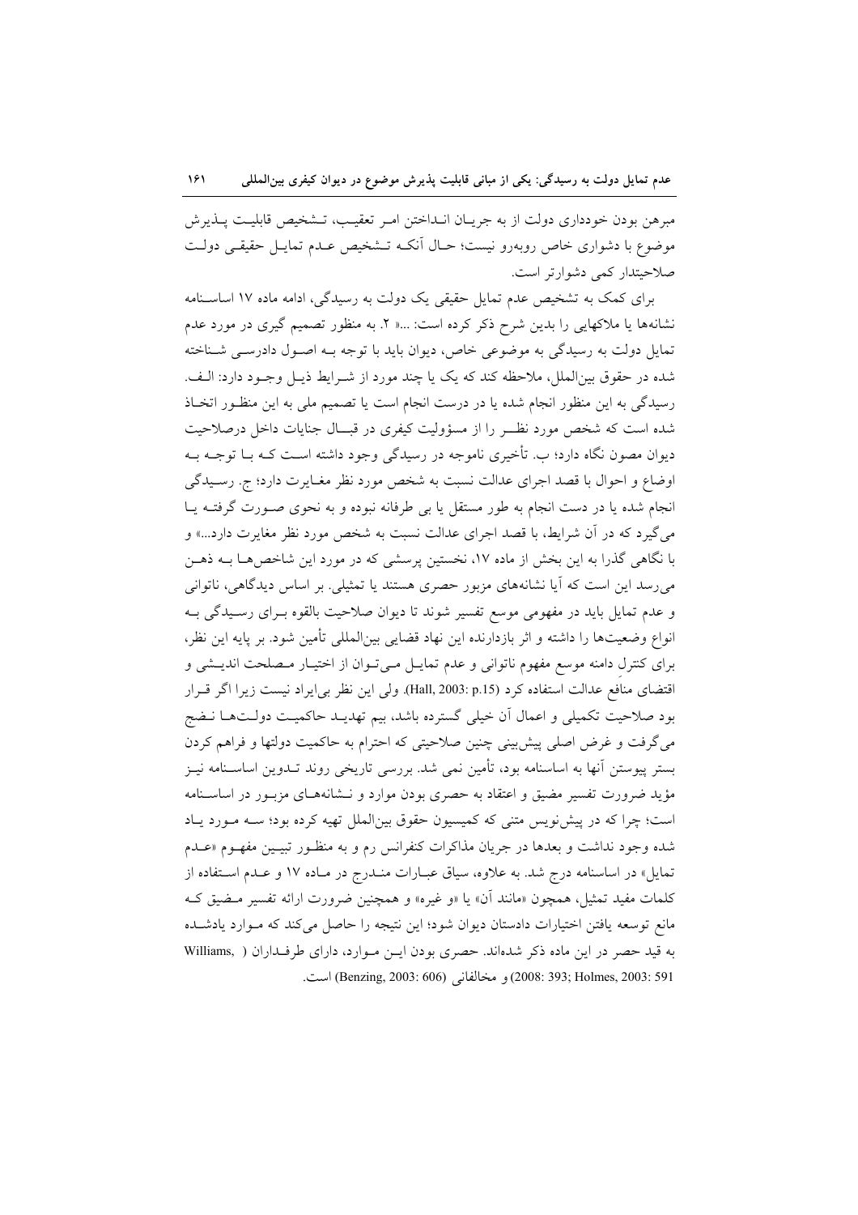مبرهن بودن خودداری دولت از به جریـان انـداختن امـر تعقیـب، تـشخیص قابلیـت پـذیرش موضوع با دشواری خاص روبه‌رو نیست؛ حـال آنکـه تـشخیص عـدم تمایـل حقیقـی دولـت صلاحیتدار کمی دشوارتر است.

برای کمک به تشخیص عدم تمایل حقیقی یک دولت به رسیدگی، ادامه ماده ۱۷ اساسـنامه نشانه‌ها یا ملاکهایی را بدین شرح ذکر کرده است: ...« ۲. به منظور تصمیم گیری در مورد عدم تمایل دولت به رسیدگی به موضوعی خاص، دیوان باید با توجه بـه اصـول دادرسـی شـناخته شده در حقوق بین‌الملل، ملاحظه کند که یک یا چند مورد از شـرایط ذیـل وجـود دارد: الـف. رسیدگی به این منظور انجام شده یا در درست انجام است یا تصمیم ملی به این منظـور اتخـاذ شده است که شخص مورد نظـر را از مسؤولیت کیفری در قبـال جنایات داخل درصلاحیت دیوان مصون نگاه دارد؛ ب. تأخیری ناموجه در رسیدگی وجود داشته اسـت کـه بـا توجـه بـه اوضاع و احوال با قصد اجرای عدالت نسبت به شخص مورد نظر مغـایرت دارد؛ ج. رسـیدگی انجام شده یا در دست انجام به طور مستقل یا بی طرفانه نبوده و به نحوی صـورت گرفتـه یـا می‌گیرد که در آن شرایط، با قصد اجرای عدالت نسبت به شخص مورد نظر مغایرت دارد...» و با نگاهی گذرا به این بخش از ماده ۱۷، نخستین پرسشی که در مورد این شاخص‌هـا بـه ذهـن می‌رسد این است که آیا نشانه‌های مزبور حصری هستند یا تمثیلی. بر اساس دیدگاهی، ناتوانی و عدم تمایل باید در مفهومی موسع تفسیر شوند تا دیوان صلاحیت بالقوه بـرای رسـیدگی بـه انواع وضعیت‌ها را داشته و اثر بازدارنده این نهاد قضایی بین‌المللی تأمین شود. بر پایه این نظر، برای کنترل دامنه موسع مفهوم ناتوانی و عدم تمایـل مـی‌تـوان از اختیـار مـصلحت اندیـشی و اقتضای منافع عدالت استفاده کرد (Hall, 2003: p.15). ولی این نظر بی‌ایراد نیست زیرا اگر قـرار بود صلاحیت تکمیلی و اعمال آن خیلی گسترده باشد، بیم تهدیـد حاکمیـت دولـت‌هـا نـضج می‌گرفت و غرض اصلی پیش‌بینی چنین صلاحیتی که احترام به حاکمیت دولتها و فراهم کردن بستر پیوستن آنها به اساسنامه بود، تأمین نمی شد. بررسی تاریخی روند تـدوین اساسـنامه نیـز مؤید ضرورت تفسیر مضیق و اعتقاد به حصری بودن موارد و نـشانه‌هـای مزبـور در اساسـنامه است؛ چرا که در پیش‌نویس متنی که کمیسیون حقوق بین‌الملل تهیه کرده بود؛ سـه مـورد یـاد شده وجود نداشت و بعدها در جریان مذاکرات کنفرانس رم و به منظـور تبیـین مفهـوم «عـدم تمایل» در اساسنامه درج شد. به علاوه، سیاق عبـارات منـدرج در مـاده ۱۷ و عـدم اسـتفاده از کلمات مفید تمثیل، همچون «مانند آن» یا «و غیره» و همچنین ضرورت ارائه تفسیر مـضیق کـه مانع توسعه یافتن اختیارات دادستان دیوان شود؛ این نتیجه را حاصل می‌کند که مـوارد یادشـده به قید حصر در این ماده ذکر شده‌اند. حصری بودن ایـن مـوارد، دارای طرفـداران ( Williams, 2008: 393; Holmes, 2003: 591) و مخالفانی (Benzing, 2003: 606) است.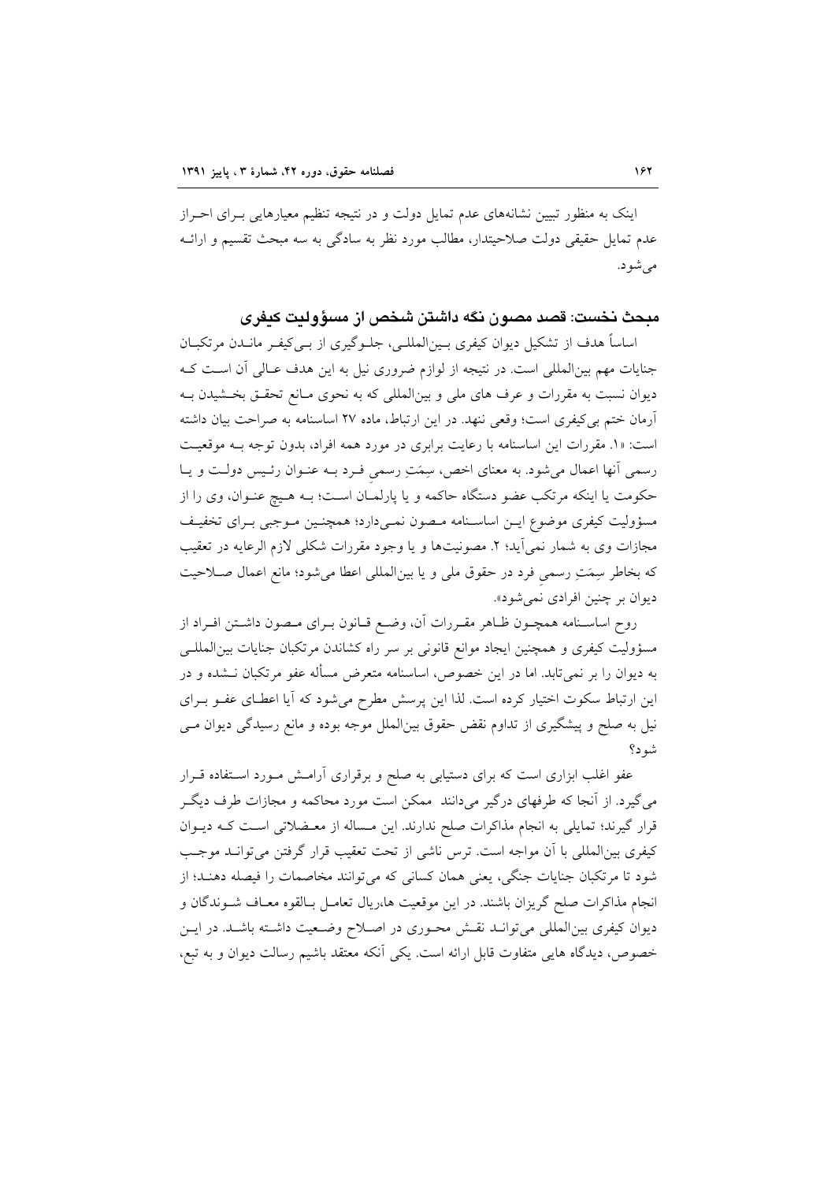اینک به منظور تبیین نشانه‌های عدم تمایل دولت و در نتیجه تنظیم معیارهایی برای احراز عدم تمایل حقیقی دولت صلاحیتدار، مطالب مورد نظر به سادگی به سه مبحث تقسیم و ارائه می‌شود.

## مبحث نخست: قصد مصون نگه داشتن شخص از مسؤولیت کیفری

اساساً هدف از تشکیل دیوان کیفری بین‌المللی، جلوگیری از بی‌کیفر ماندن مرتکبان جنایات مهم بین‌المللی است. در نتیجه از لوازم ضروری نیل به این هدف عالی آن است که دیوان نسبت به مقررات و عرف های ملی و بین‌المللی که به نحوی مانع تحقق بخشیدن به آرمان ختم بی‌کیفری است؛ وقعی ننهد. در این ارتباط، ماده ۲۷ اساسنامه به صراحت بیان داشته است: «۱. مقررات این اساسنامه با رعایت برابری در مورد همه افراد، بدون توجه به موقعیت رسمی آنها اعمال می‌شود. به معنای اخص، سِمَتِ رسمیِ فرد به عنوان رئیس دولت و یا حکومت یا اینکه مرتکب عضو دستگاه حاکمه و یا پارلمان است؛ به هیچ عنوان، وی را از مسؤولیت کیفری موضوع این اساسنامه مصون نمی‌دارد؛ همچنین موجبی برای تخفیف مجازات وی به شمار نمی‌آید؛ ۲. مصونیت‌ها و یا وجود مقررات شکلی لازم الرعایه در تعقیب که بخاطر سِمَتِ رسمیِ فرد در حقوق ملی و یا بین‌المللی اعطا می‌شود؛ مانع اعمال صلاحیت دیوان بر چنین افرادی نمی‌شود».

روح اساسنامه همچون ظاهر مقررات آن، وضع قانون برای مصون داشتن افراد از مسؤولیت کیفری و همچنین ایجاد موانع قانونی بر سر راه کشاندن مرتکبان جنایات بین‌المللی به دیوان را بر نمی‌تابد. اما در این خصوص، اساسنامه متعرض مسأله عفو مرتکبان نشده و در این ارتباط سکوت اختیار کرده است. لذا این پرسش مطرح می‌شود که آیا اعطای عفو برای نیل به صلح و پیشگیری از تداوم نقض حقوق بین‌الملل موجه بوده و مانع رسیدگی دیوان می شود؟

عفو اغلب ابزاری است که برای دستیابی به صلح و برقراری آرامش مورد استفاده قرار می‌گیرد. از آنجا که طرفهای درگیر می‌دانند ممکن است مورد محاکمه و مجازات طرف دیگر قرار گیرند؛ تمایلی به انجام مذاکرات صلح ندارند. این مساله از معضلاتی است که دیوان کیفری بین‌المللی با آن مواجه است. ترس ناشی از تحت تعقیب قرار گرفتن می‌تواند موجب شود تا مرتکبان جنایات جنگی، یعنی همان کسانی که می‌توانند مخاصمات را فیصله دهند؛ از انجام مذاکرات صلح گریزان باشند. در این موقعیت ها،ریال تعامل بالقوه معاف شوندگان و دیوان کیفری بین‌المللی می‌تواند نقش محوری در اصلاح وضعیت داشته باشد. در این خصوص، دیدگاه هایی متفاوت قابل ارائه است. یکی آنکه معتقد باشیم رسالت دیوان و به تبع،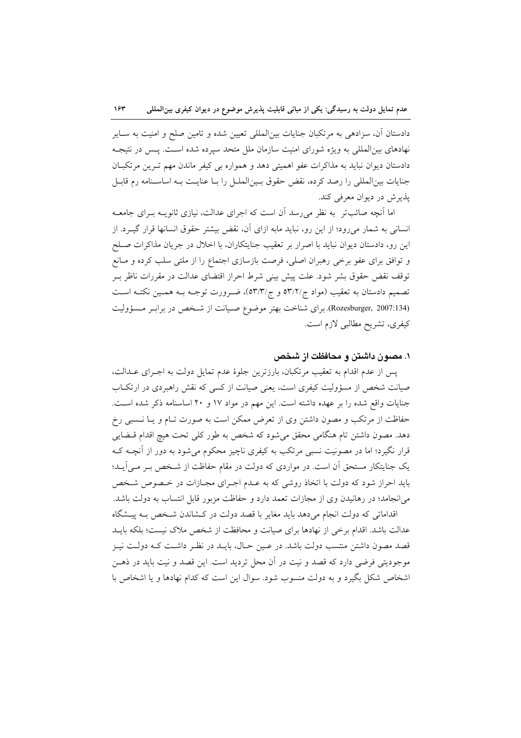دادستان آن، سزادهی به مرتکبان جنایات بین‌المللی تعیین شده و تامین صلح و امنیت به سـایر نهادهای بین‌المللی به ویژه شورای امنیت سازمان ملل متحد سپرده شده اسـت. پـس در نتیجـه دادستان دیوان نباید به مذاکرات عفو اهمیتی دهد و همواره بی کیفر ماندن مهم تـرین مرتکبـان جنایات بین‌المللی را رصد کرده، نقض حقوق بـین‌الملـل را بـا عنایـت بـه اساسـنامه رم قابـل پذیرش در دیوان معرفی کند.

اما آنچه صائب‌تر به نظر می‌رسد آن است که اجرای عدالت، نیازی ثانویـه بـرای جامعـه انسانی به شمار می‌رود؛ از این رو، نباید مابه ازای آن، نقض بیشتر حقوق انسانها قرار گیـرد. از این رو، دادستان دیوان نباید با اصرار بر تعقیب جنایتکاران، با اخلال در جریان مذاکرات صـلح و توافق برای عفو برخی رهبران اصلی، فرصت بازسازی اجتماع را از ملتی سلب کرده و مـانع توقف نقض حقوق بشر شود. علت پیش بینی شرط احراز اقتضای عدالت در مقررات ناظر بـر تصمیم دادستان به تعقیب (مواد ج/۵۳/۲ و ج/۵۳/۳)، ضـرورت توجـه بـه همـین نکتـه اسـت (Rozesburger, 2007:134). برای شناخت بهتر موضوع صـیانت از شـخص در برابـر مـسؤولیت کیفری، تشریح مطالبی لازم است.

## ۱. مصون داشتن و محافظت از شخص

پس از عدم اقدام به تعقیب مرتکبان، بارزترین جلوهٔ عدم تمایل دولت به اجـرای عـدالت، صیانت شخص از مسؤولیت کیفری است، یعنی صیانت از کسی که نقش راهبردی در ارتکـاب جنایات واقع شده را بر عهده داشته است. این مهم در مواد ۱۷ و ۲۰ اساسنامه ذکر شده اسـت. حفاظت از مرتکب و مصون داشتن وی از تعرض ممکن است به صورت تـام و یـا نـسبی رخ دهد. مصون داشتن تام هنگامی محقق می‌شود که شخص به طور کلی تحت هیچ اقدام قـضایی قرار نگیرد؛ اما در مصونیت نسبی مرتکب به کیفری ناچیز محکوم می‌شود به دور از آنچـه کـه یک جنایتکار مستحق آن است. در مواردی که دولت در مقام حفاظت از شـخص بـر مـی‌آیـد؛ باید احراز شود که دولت با اتخاذ روشی که به عـدم اجـرای مجـازات در خـصوص شـخص می‌انجامد؛ در رهانیدن وی از مجازات تعمد دارد و حفاظت مزبور قابل انتساب به دولت باشد.

اقداماتی که دولت انجام می‌دهد باید مغایر با قصد دولت در کـشاندن شـخص بـه پیـشگاه عدالت باشد. اقدام برخی از نهادها برای صیانت و محافظت از شخص ملاک نیست؛ بلکه بایـد قصد مصون داشتن منتسب دولت باشد. در عـین حـال، بایـد در نظـر داشـت کـه دولـت نیـز موجودیتی فرضی دارد که قصد و نیت در آن محل تردید است. این قصد و نیت باید در ذهـن اشخاص شکل بگیرد و به دولت منسوب شود. سوال این است که کدام نهادها و یا اشخاص با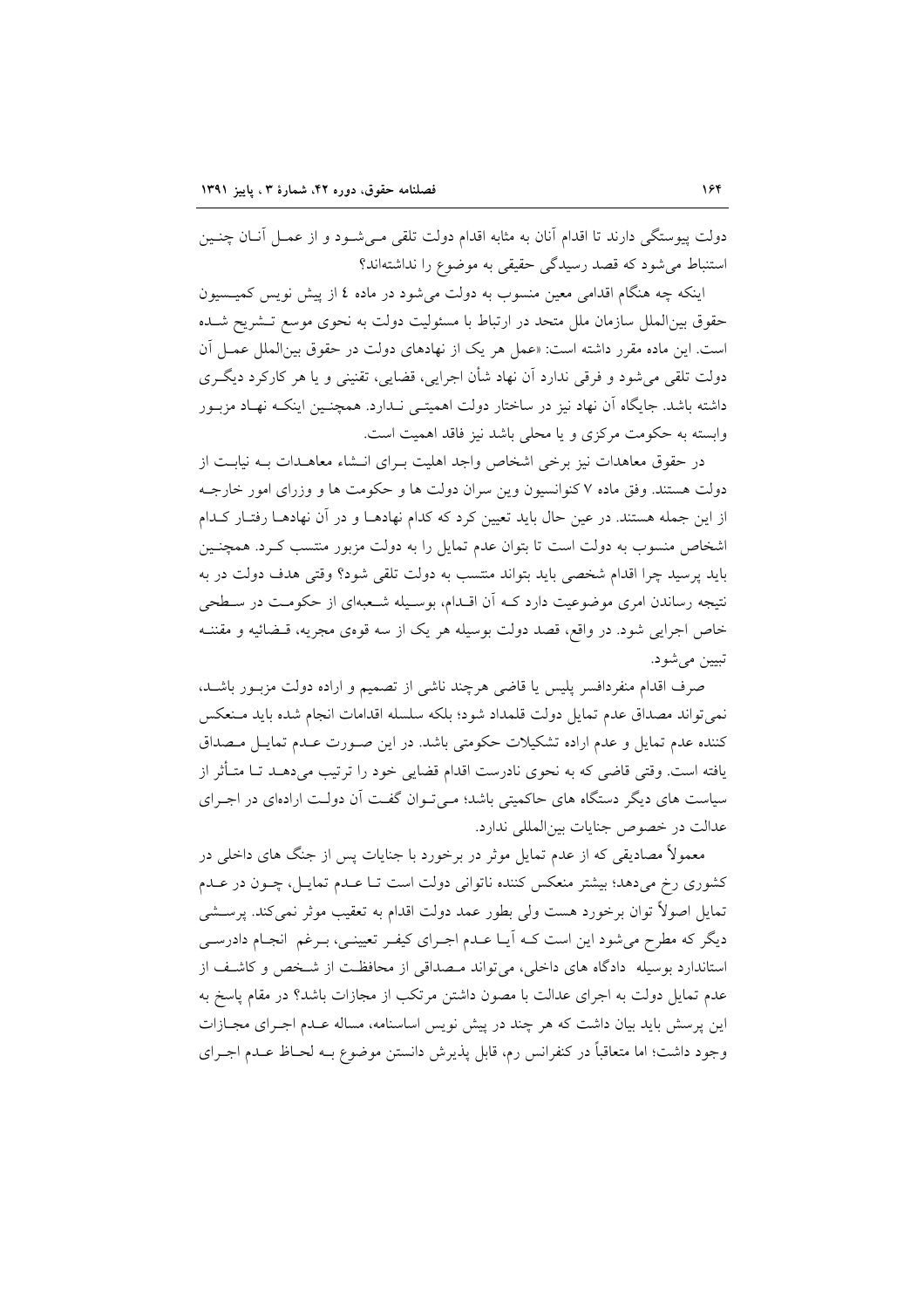دولت پیوستگی دارند تا اقدام آنان به مثابه اقدام دولت تلقی می‌شود و از عمل آنان چنین استنباط می‌شود که قصد رسیدگی حقیقی به موضوع را نداشته‌اند؟

اینکه چه هنگام اقدامی معین منسوب به دولت می‌شود در ماده ٤ از پیش نویس کمیسیون حقوق بین‌الملل سازمان ملل متحد در ارتباط با مسئولیت دولت به نحوی موسع تشریح شده است. این ماده مقرر داشته است: «عمل هر یک از نهادهای دولت در حقوق بین‌الملل عمل آن دولت تلقی می‌شود و فرقی ندارد آن نهاد شأن اجرایی، قضایی، تقنینی و یا هر کارکرد دیگری داشته باشد. جایگاه آن نهاد نیز در ساختار دولت اهمیتی ندارد. همچنین اینکه نهاد مزبور وابسته به حکومت مرکزی و یا محلی باشد نیز فاقد اهمیت است.

در حقوق معاهدات نیز برخی اشخاص واجد اهلیت برای انشاء معاهدات به نیابت از دولت هستند. وفق ماده ۷ کنوانسیون وین سران دولت ها و حکومت ها و وزرای امور خارجه از این جمله هستند. در عین حال باید تعیین کرد که کدام نهادها و در آن نهادها رفتار کدام اشخاص منسوب به دولت است تا بتوان عدم تمایل را به دولت مزبور منتسب کرد. همچنین باید پرسید چرا اقدام شخصی باید بتواند منتسب به دولت تلقی شود؟ وقتی هدف دولت در به نتیجه رساندن امری موضوعیت دارد که آن اقدام، بوسیله شعبه‌ای از حکومت در سطحی خاص اجرایی شود. در واقع، قصد دولت بوسیله هر یک از سه قوه‌ی مجریه، قضائیه و مقننه تبیین می‌شود.

صرف اقدام منفردافسر پلیس یا قاضی هرچند ناشی از تصمیم و اراده دولت مزبور باشد، نمی‌تواند مصداق عدم تمایل دولت قلمداد شود؛ بلکه سلسله اقدامات انجام شده باید منعکس کننده عدم تمایل و عدم اراده تشکیلات حکومتی باشد. در این صورت عدم تمایل مصداق یافته است. وقتی قاضی که به نحوی نادرست اقدام قضایی خود را ترتیب می‌دهد تا متأثر از سیاست های دیگر دستگاه های حاکمیتی باشد؛ می‌توان گفت آن دولت اراده‌ای در اجرای عدالت در خصوص جنایات بین‌المللی ندارد.

معمولاً مصادیقی که از عدم تمایل موثر در برخورد با جنایات پس از جنگ های داخلی در کشوری رخ می‌دهد؛ بیشتر منعکس کننده ناتوانی دولت است تا عدم تمایل، چون در عدم تمایل اصولاً توان برخورد هست ولی بطور عمد دولت اقدام به تعقیب موثر نمی‌کند. پرسشی دیگر که مطرح می‌شود این است که آیا عدم اجرای کیفر تعیینی، برغم انجام دادرسی استاندارد بوسیله دادگاه های داخلی، می‌تواند مصداقی از محافظت از شخص و کاشف از عدم تمایل دولت به اجرای عدالت با مصون داشتن مرتکب از مجازات باشد؟ در مقام پاسخ به این پرسش باید بیان داشت که هر چند در پیش نویس اساسنامه، مساله عدم اجرای مجازات وجود داشت؛ اما متعاقباً در کنفرانس رم، قابل پذیرش دانستن موضوع به لحاظ عدم اجرای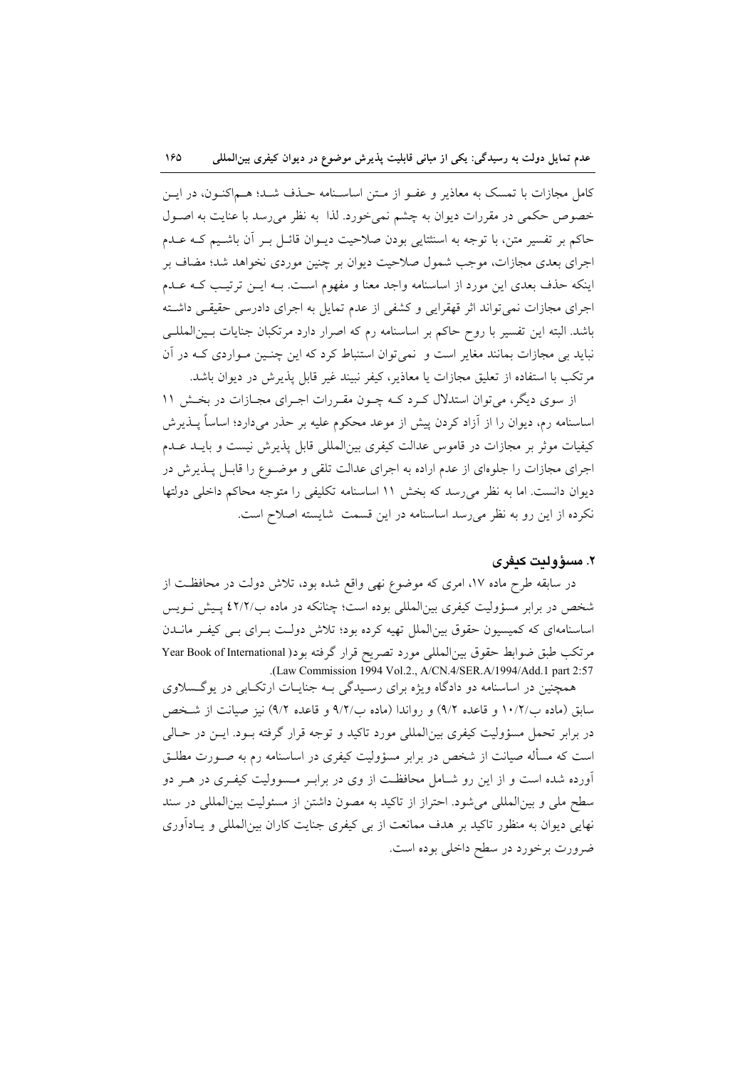کامل مجازات با تمسک به معاذیر و عفو از متن اساسنامه حذف شد؛ هم‌اکنون، در این خصوص حکمی در مقررات دیوان به چشم نمی‌خورد. لذا به نظر می‌رسد با عنایت به اصول حاکم بر تفسیر متن، با توجه به استثنایی بودن صلاحیت دیوان قائل بر آن باشیم که عدم اجرای بعدی مجازات، موجب شمول صلاحیت دیوان بر چنین موردی نخواهد شد؛ مضاف بر اینکه حذف بعدی این مورد از اساسنامه واجد معنا و مفهوم است. به این ترتیب که عدم اجرای مجازات نمی‌تواند اثر قهقرایی و کشفی از عدم تمایل به اجرای دادرسی حقیقی داشته باشد. البته این تفسیر با روح حاکم بر اساسنامه رم که اصرار دارد مرتکبان جنایات بین‌المللی نباید بی مجازات بمانند مغایر است و نمی‌توان استنباط کرد که این چنین مواردی که در آن مرتکب با استفاده از تعلیق مجازات یا معاذیر، کیفر نبیند غیر قابل پذیرش در دیوان باشد.

از سوی دیگر، می‌توان استدلال کرد که چون مقررات اجرای مجازات در بخش ۱۱ اساسنامه رم، دیوان را از آزاد کردن پیش از موعد محکوم علیه بر حذر می‌دارد؛ اساساً پذیرش کیفیات موثر بر مجازات در قاموس عدالت کیفری بین‌المللی قابل پذیرش نیست و باید عدم اجرای مجازات را جلوه‌ای از عدم اراده به اجرای عدالت تلقی و موضوع را قابل پذیرش در دیوان دانست. اما به نظر می‌رسد که بخش ۱۱ اساسنامه تکلیفی را متوجه محاکم داخلی دولتها نکرده از این رو به نظر می‌رسد اساسنامه در این قسمت شایسته اصلاح است.

### ۲. مسؤولیت کیفری

در سابقه طرح ماده ۱۷، امری که موضوع نهی واقع شده بود، تلاش دولت در محافظت از شخص در برابر مسؤولیت کیفری بین‌المللی بوده است؛ چنانکه در ماده ب/۴۲/۲ پیش نویس اساسنامه‌ای که کمیسیون حقوق بین‌الملل تهیه کرده بود؛ تلاش دولت برای بی کیفر ماندن مرتکب طبق ضوابط حقوق بین‌المللی مورد تصریح قرار گرفته بود( Year Book of International Law Commission 1994 Vol.2., A/CN.4/SER.A/1994/Add.1 part 2:57).

همچنین در اساسنامه دو دادگاه ویژه برای رسیدگی به جنایات ارتکابی در یوگسلاوی سابق (ماده ب/۱۰/۲ و قاعده ۹/۲) و رواندا (ماده ب/۹/۲ و قاعده ۹/۲) نیز صیانت از شخص در برابر تحمل مسؤولیت کیفری بین‌المللی مورد تاکید و توجه قرار گرفته بود. این در حالی است که مسأله صیانت از شخص در برابر مسؤولیت کیفری در اساسنامه رم به صورت مطلق آورده شده است و از این رو شامل محافظت از وی در برابر مسئولیت کیفری در هر دو سطح ملی و بین‌المللی می‌شود. احتراز از تاکید به مصون داشتن از مسئولیت بین‌المللی در سند نهایی دیوان به منظور تاکید بر هدف ممانعت از بی کیفری جنایت کاران بین‌المللی و یادآوری ضرورت برخورد در سطح داخلی بوده است.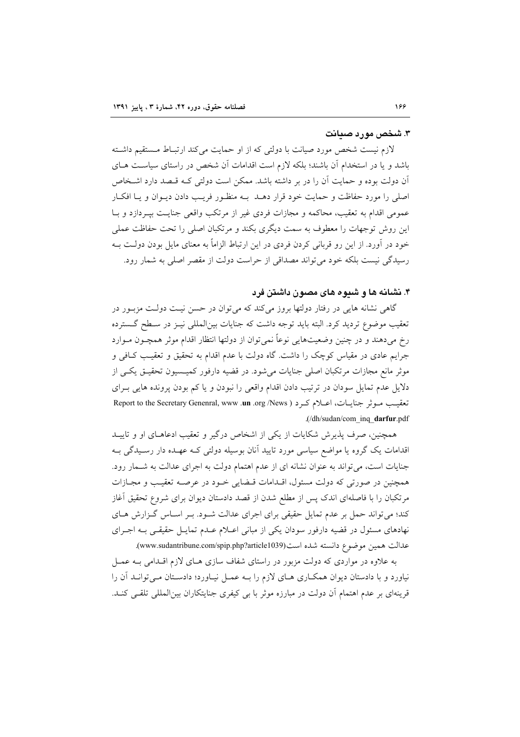### ۳. شخص مورد صیانت

لازم نیست شخص مورد صیانت با دولتی که از او حمایت می‌کند ارتباط مستقیم داشته باشد و یا در استخدام آن باشند؛ بلکه لازم است اقدامات آن شخص در راستای سیاست های آن دولت بوده و حمایت آن را در بر داشته باشد. ممکن است دولتی که قصد دارد اشخاص اصلی را مورد حفاظت و حمایت خود قرار دهد به منظور فریب دادن دیوان و یا افکار عمومی اقدام به تعقیب، محاکمه و مجازات فردی غیر از مرتکب واقعی جنایت بپردازد و با این روش توجهات را معطوف به سمت دیگری بکند و مرتکبان اصلی را تحت حفاظت عملی خود در آورد. از این رو قربانی کردن فردی در این ارتباط الزاماً به معنای مایل بودن دولت به رسیدگی نیست بلکه خود می‌تواند مصداقی از حراست دولت از مقصر اصلی به شمار رود.

### ۴. نشانه ها و شیوه های مصون داشتن فرد

گاهی نشانه هایی در رفتار دولتها بروز می‌کند که می‌توان در حسن نیت دولت مزبور در تعقیب موضوع تردید کرد. البته باید توجه داشت که جنایات بین‌المللی نیز در سطح گسترده رخ می‌دهند و در چنین وضعیت‌هایی نوعاً نمی‌توان از دولتها انتظار اقدام موثر همچون موارد جرایم عادی در مقیاس کوچک را داشت. گاه دولت با عدم اقدام به تحقیق و تعقیب کافی و موثر مانع مجازات مرتکبان اصلی جنایات می‌شود. در قضیه دارفور کمیسیون تحقیق یکی از دلایل عدم تمایل سودان در ترتیب دادن اقدام واقعی را نبودن و یا کم بودن پرونده هایی برای تعقیب موثر جنایات، اعلام کرد ( Report to the Secretary Genenral, www .**un** .org /News /dh/sudan/com_inq_**darfur**.pdf).

همچنین، صرف پذیرش شکایات از یکی از اشخاص درگیر و تعقیب ادعاهای او و تایید اقدامات یک گروه یا مواضع سیاسی مورد تایید آنان بوسیله دولتی که عهده دار رسیدگی به جنایات است، می‌تواند به عنوان نشانه ای از عدم اهتمام دولت به اجرای عدالت به شمار رود. همچنین در صورتی که دولت مسئول، اقدامات قضایی خود در عرصه تعقیب و مجازات مرتکبان را با فاصله‌ای اندک پس از مطلع شدن از قصد دادستان دیوان برای شروع تحقیق آغاز کند؛ می‌تواند حمل بر عدم تمایل حقیقی برای اجرای عدالت شود. بر اساس گزارش های نهادهای مسئول در قضیه دارفور سودان یکی از مبانی اعلام عدم تمایل حقیقی به اجرای عدالت همین موضوع دانسته شده است(www.sudantribune.com/spip.php?article1039).

به علاوه در مواردی که دولت مزبور در راستای شفاف سازی های لازم اقدامی به عمل نیاورد و با دادستان دیوان همکاری های لازم را به عمل نیاورد؛ دادستان می‌تواند آن را قرینه‌ای بر عدم اهتمام آن دولت در مبارزه موثر با بی کیفری جنایتکاران بین‌المللی تلقی کند.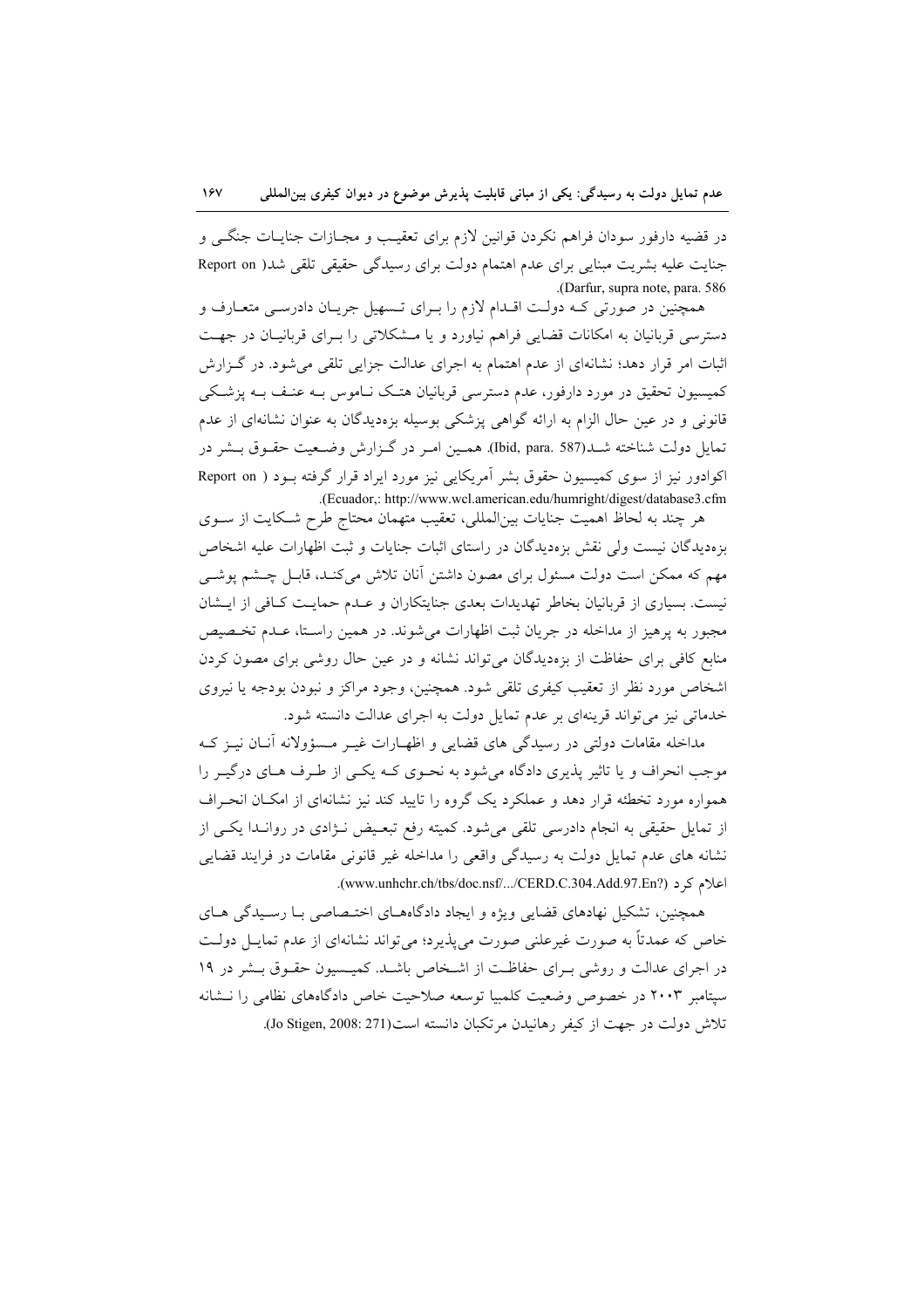در قضیه دارفور سودان فراهم نکردن قوانین لازم برای تعقیب و مجـازات جنایـات جنگـی و جنایت علیه بشریت مبنایی برای عدم اهتمام دولت برای رسیدگی حقیقی تلقی شد( Report on Darfur, supra note, para. 586).

همچنین در صورتی کـه دولـت اقـدام لازم را بـرای تـسهیل جریـان دادرسـی متعـارف و دسترسی قربانیان به امکانات قضایی فراهم نیاورد و یا مـشکلاتی را بـرای قربانیـان در جهـت اثبات امر قرار دهد؛ نشانه‌ای از عدم اهتمام به اجرای عدالت جزایی تلقی می‌شود. در گـزارش کمیسیون تحقیق در مورد دارفور، عدم دسترسی قربانیان هتـک نـاموس بـه عنـف بـه پزشـکی قانونی و در عین حال الزام به ارائه گواهی پزشکی بوسیله بزه‌دیدگان به عنوان نشانه‌ای از عدم تمایل دولت شناخته شـد(Ibid, para. 587). همـین امـر در گـزارش وضـعیت حقـوق بـشر در اکوادور نیز از سوی کمیسیون حقوق بشر آمریکایی نیز مورد ایراد قرار گرفته بـود ( Report on Ecuador,: http://www.wcl.american.edu/humright/digest/database3.cfm).

هر چند به لحاظ اهمیت جنایات بین‌المللی، تعقیب متهمان محتاج طرح شـکایت از سـوی بزه‌دیدگان نیست ولی نقش بزه‌دیدگان در راستای اثبات جنایات و ثبت اظهارات علیه اشخاص مهم که ممکن است دولت مسئول برای مصون داشتن آنان تلاش می‌کنـد، قابـل چـشم پوشـی نیست. بسیاری از قربانیان بخاطر تهدیدات بعدی جنایتکاران و عـدم حمایـت کـافی از ایـشان مجبور به پرهیز از مداخله در جریان ثبت اظهارات می‌شوند. در همین راسـتا، عـدم تخـصیص منابع کافی برای حفاظت از بزه‌دیدگان می‌تواند نشانه و در عین حال روشی برای مصون کردن اشخاص مورد نظر از تعقیب کیفری تلقی شود. همچنین، وجود مراکز و نبودن بودجه یا نیروی خدماتی نیز می‌تواند قرینه‌ای بر عدم تمایل دولت به اجرای عدالت دانسته شود.

مداخله مقامات دولتی در رسیدگی های قضایی و اظهـارات غیـر مـسؤولانه آنـان نیـز کـه موجب انحراف و یا تاثیر پذیری دادگاه می‌شود به نحـوی کـه یکـی از طـرف هـای درگیـر را همواره مورد تخطئه قرار دهد و عملکرد یک گروه را تایید کند نیز نشانه‌ای از امکـان انحـراف از تمایل حقیقی به انجام دادرسی تلقی می‌شود. کمیته رفع تبعـیض نـژادی در روانـدا یکـی از نشانه های عدم تمایل دولت به رسیدگی واقعی را مداخله غیر قانونی مقامات در فرایند قضایی اعلام کرد (www.unhchr.ch/tbs/doc.nsf/.../CERD.C.304.Add.97.En?).

همچنین، تشکیل نهادهای قضایی ویژه و ایجاد دادگاه‌هـای اختـصاصی بـا رسـیدگی هـای خاص که عمدتاً به صورت غیرعلنی صورت می‌پذیرد؛ می‌تواند نشانه‌ای از عدم تمایـل دولـت در اجرای عدالت و روشی بـرای حفاظـت از اشـخاص باشـد. کمیـسیون حقـوق بـشر در ۱۹ سپتامبر ۲۰۰۳ در خصوص وضعیت کلمبیا توسعه صلاحیت خاص دادگاه‌های نظامی را نـشانه تلاش دولت در جهت از کیفر رهانیدن مرتکبان دانسته است(Jo Stigen, 2008: 271).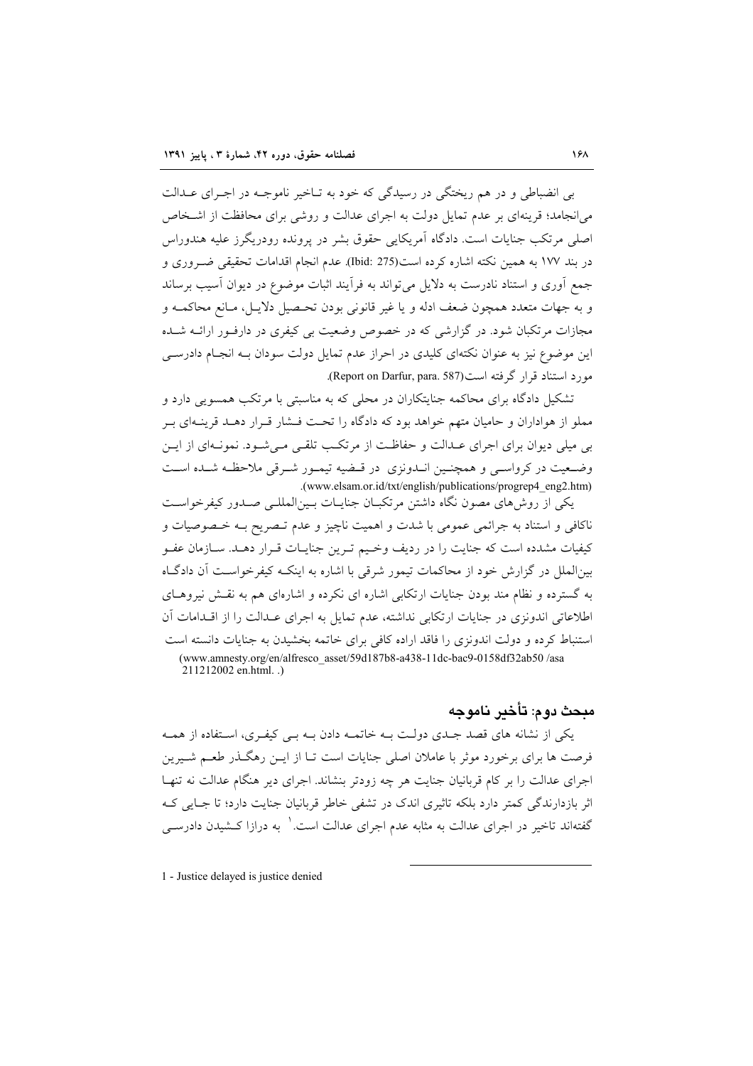بی انضباطی و در هم ریختگی در رسیدگی که خود به تـاخیر ناموجـه در اجـرای عـدالت می‌انجامد؛ قرینه‌ای بر عدم تمایل دولت به اجرای عدالت و روشی برای محافظت از اشـخاص اصلی مرتکب جنایات است. دادگاه آمریکایی حقوق بشر در پرونده رودریگز علیه هندوراس در بند ۱۷۷ به همین نکته اشاره کرده است(Ibid: 275). عدم انجام اقدامات تحقیقی ضـروری و جمع آوری و استناد نادرست به دلایل می‌تواند به فرآیند اثبات موضوع در دیوان آسیب برساند و به جهات متعدد همچون ضعف ادله و یا غیر قانونی بودن تحـصیل دلایـل، مـانع محاکمـه و مجازات مرتکبان شود. در گزارشی که در خصوص وضعیت بی کیفری در دارفـور ارائـه شـده این موضوع نیز به عنوان نکته‌ای کلیدی در احراز عدم تمایل دولت سودان بـه انجـام دادرسـی مورد استناد قرار گرفته است(Report on Darfur, para. 587).

تشکیل دادگاه برای محاکمه جنایتکاران در محلی که به مناسبتی با مرتکب همسویی دارد و مملو از هواداران و حامیان متهم خواهد بود که دادگاه را تحـت فـشار قـرار دهـد قرینـه‌ای بـر بی میلی دیوان برای اجرای عـدالت و حفاظـت از مرتکـب تلقـی مـی‌شـود. نمونـه‌ای از ایـن وضـعیت در کرواسـی و همچنـین انـدونزی در قـضیه تیمـور شـرقی ملاحظـه شـده اسـت (www.elsam.or.id/txt/english/publications/progrep4_eng2.htm).

یکی از روش‌های مصون نگاه داشتن مرتکبـان جنایـات بـین‌المللـی صـدور کیفرخواسـت ناکافی و استناد به جرائمی عمومی با شدت و اهمیت ناچیز و عدم تـصریح بـه خـصوصیات و کیفیات مشدده است که جنایت را در ردیف وخـیم تـرین جنایـات قـرار دهـد. سـازمان عفـو بین‌الملل در گزارش خود از محاکمات تیمور شرقی با اشاره به اینکـه کیفرخواسـت آن دادگـاه به گسترده و نظام مند بودن جنایات ارتکابی اشاره ای نکرده و اشاره‌ای هم به نقـش نیروهـای اطلاعاتی اندونزی در جنایات ارتکابی نداشته، عدم تمایل به اجرای عـدالت را از اقـدامات آن استنباط کرده و دولت اندونزی را فاقد اراده کافی برای خاتمه بخشیدن به جنایات دانسته است (www.amnesty.org/en/alfresco_asset/59d187b8-a438-11dc-bac9-0158df32ab50 /asa 211212002 en.html. .)

## مبحث دوم: تأخیر ناموجه

یکی از نشانه های قصد جـدی دولـت بـه خاتمـه دادن بـه بـی کیفـری، اسـتفاده از همـه فرصت ها برای برخورد موثر با عاملان اصلی جنایات است تـا از ایـن رهگـذر طعـم شـیرین اجرای عدالت را بر کام قربانیان جنایت هر چه زودتر بنشاند. اجرای دیر هنگام عدالت نه تنهـا اثر بازدارندگی کمتر دارد بلکه تاثیری اندک در تشفی خاطر قربانیان جنایت دارد؛ تا جـایی کـه گفته‌اند تاخیر در اجرای عدالت به مثابه عدم اجرای عدالت است.[1] به درازا کـشیدن دادرسـی

---

1 - Justice delayed is justice denied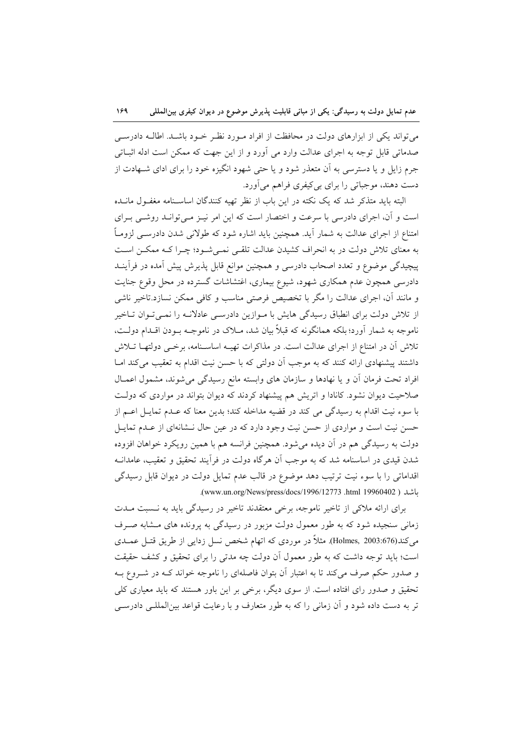می‌تواند یکی از ابزارهای دولت در محافظت از افراد مـورد نظـر خـود باشـد. اطالـه دادرسـی صدماتی قابل توجه به اجرای عدالت وارد می آورد و از این جهت که ممکن است ادله اثبـاتی جرم زایل و یا دسترسی به آن متعذر شود و یا حتی شهود انگیزه خود را برای ادای شـهادت از دست دهند، موجباتی را برای بی‌کیفری فراهم می‌آورد.

البته باید متذکر شد که یک نکته در این باب از نظر تهیه کنندگان اساسـنامه مغفـول مانـده است و آن، اجرای دادرسی با سرعت و اختصار است که این امر نیـز مـی‌توانـد روشـی بـرای امتناع از اجرای عدالت به شمار آید. همچنین باید اشاره شود که طولانی شدن دادرسـی لزومـاً به معنای تلاش دولت در به انحراف کشیدن عدالت تلقـی نمـی‌شـود؛ چـرا کـه ممکـن اسـت پیچیدگی موضوع و تعدد اصحاب دادرسی و همچنین موانع قابل پذیرش پیش آمده در فرآینـد دادرسی همچون عدم همکاری شهود، شیوع بیماری، اغتشاشات گسترده در محل وقوع جنایت و مانند آن، اجرای عدالت را مگر با تخصیص فرصتی مناسب و کافی ممکن نسازد.تاخیر ناشی از تلاش دولت برای انطباق رسیدگی هایش با مـوازین دادرسـی عادلانـه را نمـی‌تـوان تـاخیر ناموجه به شمار آورد؛ بلکه همانگونه که قبلاً بیان شد، مـلاک در ناموجـه بـودن اقـدام دولـت، تلاش آن در امتناع از اجرای عدالت است. در مذاکرات تهیـه اساسـنامه، برخـی دولتهـا تـلاش داشتند پیشنهادی ارائه کنند که به موجب آن دولتی که با حسن نیت اقدام به تعقیب می‌کند امـا افراد تحت فرمان آن و یا نهادها و سازمان های وابسته مانع رسیدگی می‌شوند، مشمول اعمـال صلاحیت دیوان نشود. کانادا و اتریش هم پیشنهاد کردند که دیوان بتواند در مواردی که دولـت با سوء نیت اقدام به رسیدگی می کند در قضیه مداخله کند؛ بدین معنا که عـدم تمایـل اعـم از حسن نیت است و مواردی از حسن نیت وجود دارد که در عین حال نـشانه‌ای از عـدم تمایـل دولت به رسیدگی هم در آن دیده می‌شود. همچنین فرانسه هم با همین رویکرد خواهان افزوده شدن قیدی در اساسنامه شد که به موجب آن هرگاه دولت در فرآیند تحقیق و تعقیب، عامدانـه اقداماتی را با سوء نیت ترتیب دهد موضوع در قالب عدم تمایل دولت در دیوان قابل رسیدگی باشد ( www.un.org/News/press/docs/1996/12773 .html 19960402).

برای ارائه ملاکی از تاخیر ناموجه، برخی معتقدند تاخیر در رسیدگی باید به نـسبت مـدت زمانی سنجیده شود که به طور معمول دولت مزبور در رسیدگی به پرونده های مـشابه صـرف می‌کند(Holmes, 2003:676). مثلاً در موردی که اتهام شخص نسل زدایی از طریق قتـل عمـدی است؛ باید توجه داشت که به طور معمول آن دولت چه مدتی را برای تحقیق و کشف حقیقت و صدور حکم صرف می‌کند تا به اعتبار آن بتوان فاصله‌ای را ناموجه خواند کـه در شـروع بـه تحقیق و صدور رای افتاده است. از سوی دیگر، برخی بر این باور هستند که باید معیاری کلی تر به دست داده شود و آن زمانی را که به طور متعارف و با رعایت قواعد بین‌المللـی دادرسـی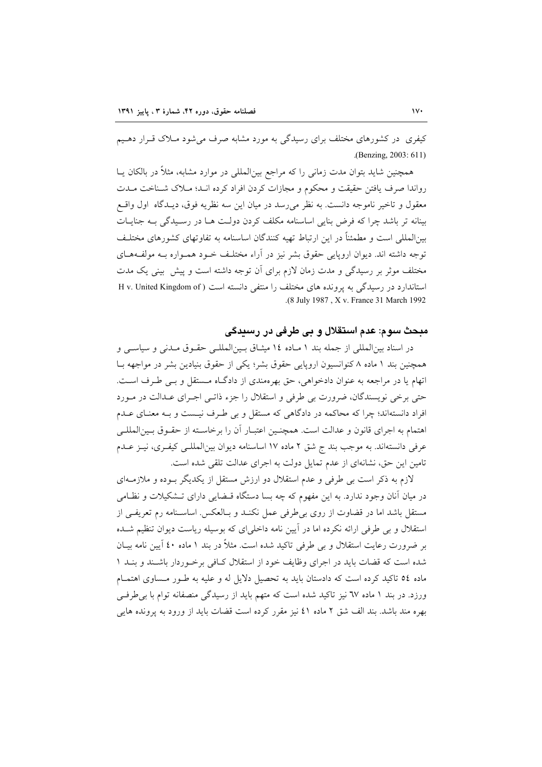کیفری در کشورهای مختلف برای رسیدگی به مورد مشابه صرف می‌شود ملاک قرار دهیم (Benzing, 2003: 611).

همچنین شاید بتوان مدت زمانی را که مراجع بین‌المللی در موارد مشابه، مثلاً در بالکان یا رواندا صرف یافتن حقیقت و محکوم و مجازات کردن افراد کرده اند؛ ملاک شناخت مدت معقول و تاخیر ناموجه دانست. به نظر می‌رسد در میان این سه نظریه فوق، دیدگاه اول واقع بینانه تر باشد چرا که فرض بنایی اساسنامه مکلف کردن دولت ها در رسیدگی به جنایات بین‌المللی است و مطمئناً در این ارتباط تهیه کنندگان اساسنامه به تفاوتهای کشورهای مختلف توجه داشته اند. دیوان اروپایی حقوق بشر نیز در آراء مختلف خود همواره به مولفه‌های مختلف موثر بر رسیدگی و مدت زمان لازم برای آن توجه داشته است و پیش بینی یک مدت استاندارد در رسیدگی به پرونده های مختلف را منتفی دانسته است (H v. United Kingdom of 8 July 1987 , X v. France 31 March 1992).

## مبحث سوم: عدم استقلال و بی طرفی در رسیدگی

در اسناد بین‌المللی از جمله بند ۱ ماده ۱٤ میثاق بین‌المللی حقوق مدنی و سیاسی و همچنین بند ۱ ماده ۸ کنوانسیون اروپایی حقوق بشر؛ یکی از حقوق بنیادین بشر در مواجهه با اتهام یا در مراجعه به عنوان دادخواهی، حق بهره‌مندی از دادگاه مستقل و بی طرف است. حتی برخی نویسندگان، ضرورت بی طرفی و استقلال را جزء ذاتی اجرای عدالت در مورد افراد دانسته‌اند؛ چرا که محاکمه در دادگاهی که مستقل و بی طرف نیست و به معنای عدم اهتمام به اجرای قانون و عدالت است. همچنین اعتبار آن را برخاسته از حقوق بین‌المللی عرفی دانسته‌اند. به موجب بند ج شق ۲ ماده ۱۷ اساسنامه دیوان بین‌المللی کیفری، نیز عدم تامین این حق، نشانه‌ای از عدم تمایل دولت به اجرای عدالت تلقی شده است.

لازم به ذکر است بی طرفی و عدم استقلال دو ارزش مستقل از یکدیگر بوده و ملازمه‌ای در میان آنان وجود ندارد. به این مفهوم که چه بسا دستگاه قضایی دارای تشکیلات و نظامی مستقل باشد اما در قضاوت از روی بی‌طرفی عمل نکند و بالعکس. اساسنامه رم تعریفی از استقلال و بی طرفی ارائه نکرده اما در آیین نامه داخلی‌ای که بوسیله ریاست دیوان تنظیم شده بر ضرورت رعایت استقلال و بی طرفی تاکید شده است. مثلاً در بند ۱ ماده ٤٠ آیین نامه بیان شده است که قضات باید در اجرای وظایف خود از استقلال کافی برخوردار باشند و بند ۱ ماده ٥٤ تاکید کرده است که دادستان باید به تحصیل دلایل له و علیه به طور مساوی اهتمام ورزد. در بند ۱ ماده ٦٧ نیز تاکید شده است که متهم باید از رسیدگی منصفانه توام با بی‌طرفی بهره مند باشد. بند الف شق ۲ ماده ٤١ نیز مقرر کرده است قضات باید از ورود به پرونده هایی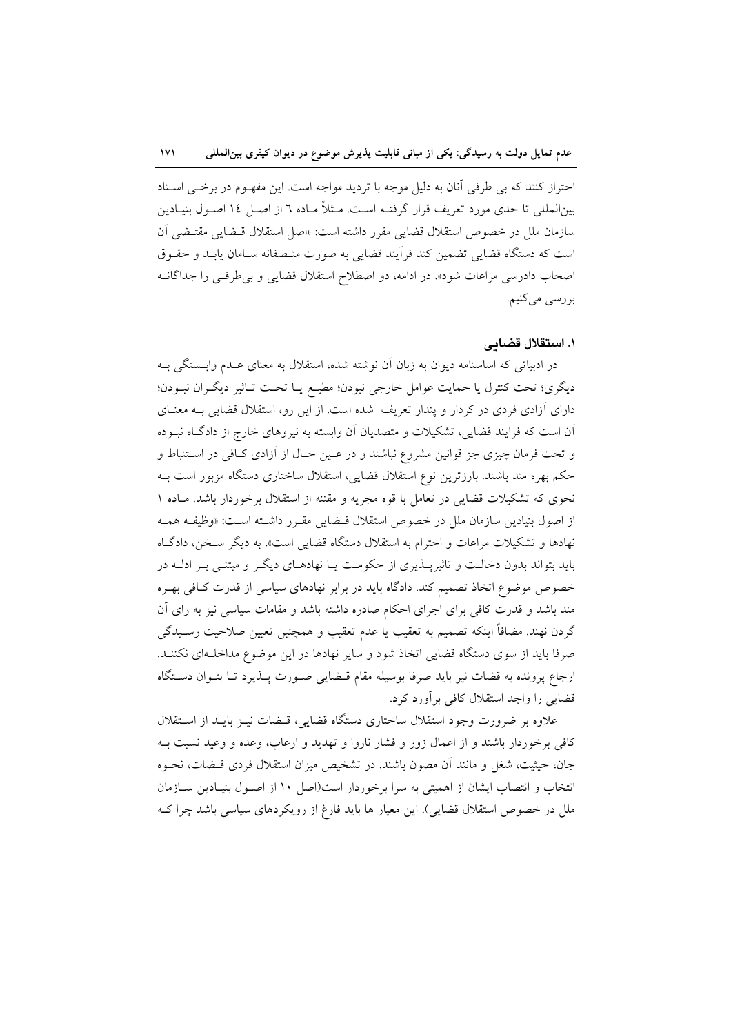احتراز کنند که بی طرفی آنان به دلیل موجه با تردید مواجه است. این مفهوم در برخی اسناد بین‌المللی تا حدی مورد تعریف قرار گرفته است. مثلاً ماده ٦ از اصل ١٤ اصول بنیادین سازمان ملل در خصوص استقلال قضایی مقرر داشته است: «اصل استقلال قضایی مقتضی آن است که دستگاه قضایی تضمین کند فرآیند قضایی به صورت منصفانه سامان یابد و حقوق اصحاب دادرسی مراعات شود». در ادامه، دو اصطلاح استقلال قضایی و بی‌طرفی را جداگانه بررسی می‌کنیم.

## ۱. استقلال قضایی

در ادبیاتی که اساسنامه دیوان به زبان آن نوشته شده، استقلال به معنای عدم وابستگی به دیگری؛ تحت کنترل یا حمایت عوامل خارجی نبودن؛ مطیع یا تحت تاثیر دیگران نبودن؛ دارای آزادی فردی در کردار و پندار تعریف شده است. از این رو، استقلال قضایی به معنای آن است که فرایند قضایی، تشکیلات و متصدیان آن وابسته به نیروهای خارج از دادگاه نبوده و تحت فرمان چیزی جز قوانین مشروع نباشند و در عین حال از آزادی کافی در استنباط و حکم بهره مند باشند. بارزترین نوع استقلال قضایی، استقلال ساختاری دستگاه مزبور است به نحوی که تشکیلات قضایی در تعامل با قوه مجریه و مقننه از استقلال برخوردار باشد. ماده ۱ از اصول بنیادین سازمان ملل در خصوص استقلال قضایی مقرر داشته است: «وظیفه همه نهادها و تشکیلات مراعات و احترام به استقلال دستگاه قضایی است». به دیگر سخن، دادگاه باید بتواند بدون دخالت و تاثیرپذیری از حکومت یا نهادهای دیگر و مبتنی بر ادله در خصوص موضوع اتخاذ تصمیم کند. دادگاه باید در برابر نهادهای سیاسی از قدرت کافی بهره مند باشد و قدرت کافی برای اجرای احکام صادره داشته باشد و مقامات سیاسی نیز به رای آن گردن نهند. مضافاً اینکه تصمیم به تعقیب یا عدم تعقیب و همچنین تعیین صلاحیت رسیدگی صرفا باید از سوی دستگاه قضایی اتخاذ شود و سایر نهادها در این موضوع مداخله‌ای نکنند. ارجاع پرونده به قضات نیز باید صرفا بوسیله مقام قضایی صورت پذیرد تا بتوان دستگاه قضایی را واجد استقلال کافی برآورد کرد.

علاوه بر ضرورت وجود استقلال ساختاری دستگاه قضایی، قضات نیز باید از استقلال کافی برخوردار باشند و از اعمال زور و فشار ناروا و تهدید و ارعاب، وعده و وعید نسبت به جان، حیثیت، شغل و مانند آن مصون باشند. در تشخیص میزان استقلال فردی قضات، نحوه انتخاب و انتصاب ایشان از اهمیتی به سزا برخوردار است(اصل ۱۰ از اصول بنیادین سازمان ملل در خصوص استقلال قضایی). این معیار ها باید فارغ از رویکردهای سیاسی باشد چرا که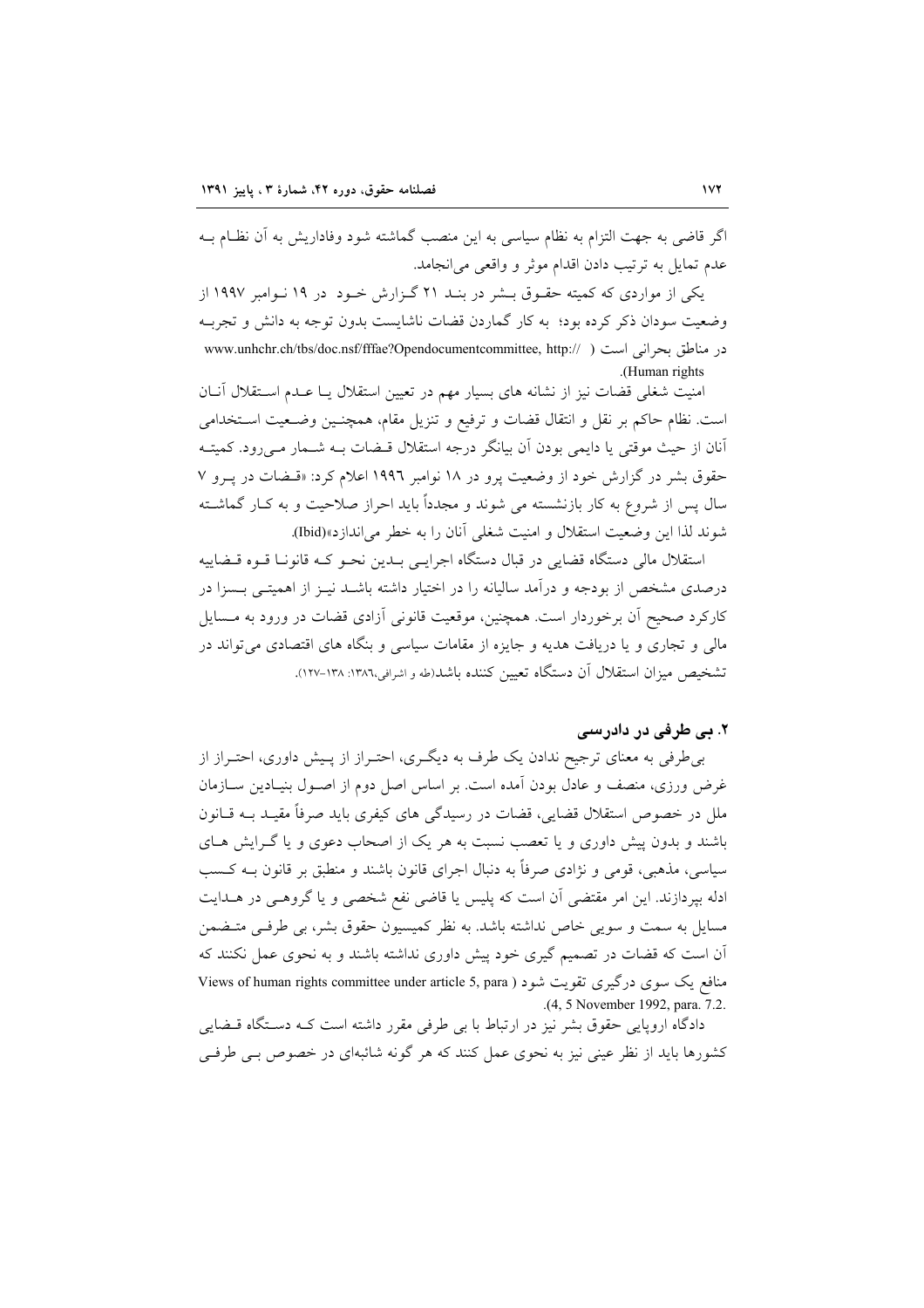اگر قاضی به جهت التزام به نظام سیاسی به این منصب گماشته شود وفاداریش به آن نظـام بـه عدم تمایل به ترتیب دادن اقدام موثر و واقعی می‌انجامد.

یکی از مواردی که کمیته حقـوق بـشر در بنـد ۲۱ گـزارش خـود در ۱۹ نـوامبر ۱۹۹۷ از وضعیت سودان ذکر کرده بود؛ به کار گماردن قضات ناشایست بدون توجه به دانش و تجربـه در مناطق بحرانی است ( www.unhchr.ch/tbs/doc.nsf/fffae?Opendocumentcommittee, http:// Human rights).

امنیت شغلی قضات نیز از نشانه های بسیار مهم در تعیین استقلال یـا عـدم اسـتقلال آنـان است. نظام حاکم بر نقل و انتقال قضات و ترفیع و تنزیل مقام، همچنـین وضـعیت اسـتخدامی آنان از حیث موقتی یا دایمی بودن آن بیانگر درجه استقلال قـضات بـه شـمار مـی‌رود. کمیتـه حقوق بشر در گزارش خود از وضعیت پرو در ۱۸ نوامبر ۱۹۹٦ اعلام کرد: «قـضات در پـرو ۷ سال پس از شروع به کار بازنشسته می شوند و مجدداً باید احراز صلاحیت و به کـار گماشـته شوند لذا این وضعیت استقلال و امنیت شغلی آنان را به خطر می‌اندازد»(Ibid).

استقلال مالی دستگاه قضایی در قبال دستگاه اجرایـی بـدین نحـو کـه قانونـا قـوه قـضاییه درصدی مشخص از بودجه و درآمد سالیانه را در اختیار داشته باشـد نیـز از اهمیتـی بـسزا در کارکرد صحیح آن برخوردار است. همچنین، موقعیت قانونی آزادی قضات در ورود به مـسایل مالی و تجاری و یا دریافت هدیه و جایزه از مقامات سیاسی و بنگاه های اقتصادی می‌تواند در تشخیص میزان استقلال آن دستگاه تعیین کننده باشد(طه و اشرافی،۱۳۸٦: ۱۳۸-۱۲۷).

## ۲. بی طرفی در دادرسی

بی‌طرفی به معنای ترجیح ندادن یک طرف به دیگـری، احتـراز از پـیش داوری، احتـراز از غرض ورزی، منصف و عادل بودن آمده است. بر اساس اصل دوم از اصـول بنیـادین سـازمان ملل در خصوص استقلال قضایی، قضات در رسیدگی های کیفری باید صرفاً مقیـد بـه قـانون باشند و بدون پیش داوری و یا تعصب نسبت به هر یک از اصحاب دعوی و یا گـرایش هـای سیاسی، مذهبی، قومی و نژادی صرفاً به دنبال اجرای قانون باشند و منطبق بر قانون بـه کـسب ادله بپردازند. این امر مقتضی آن است که پلیس یا قاضی نفع شخصی و یا گروهـی در هـدایت مسایل به سمت و سویی خاص نداشته باشد. به نظر کمیسیون حقوق بشر، بی طرفـی متـضمن آن است که قضات در تصمیم گیری خود پیش داوری نداشته باشند و به نحوی عمل نکنند که منافع یک سوی درگیری تقویت شود ( Views of human rights committee under article 5, para 4, 5 November 1992, para. 7.2.).

دادگاه اروپایی حقوق بشر نیز در ارتباط با بی طرفی مقرر داشته است کـه دسـتگاه قـضایی کشورها باید از نظر عینی نیز به نحوی عمل کنند که هر گونه شائبه‌ای در خصوص بـی طرفـی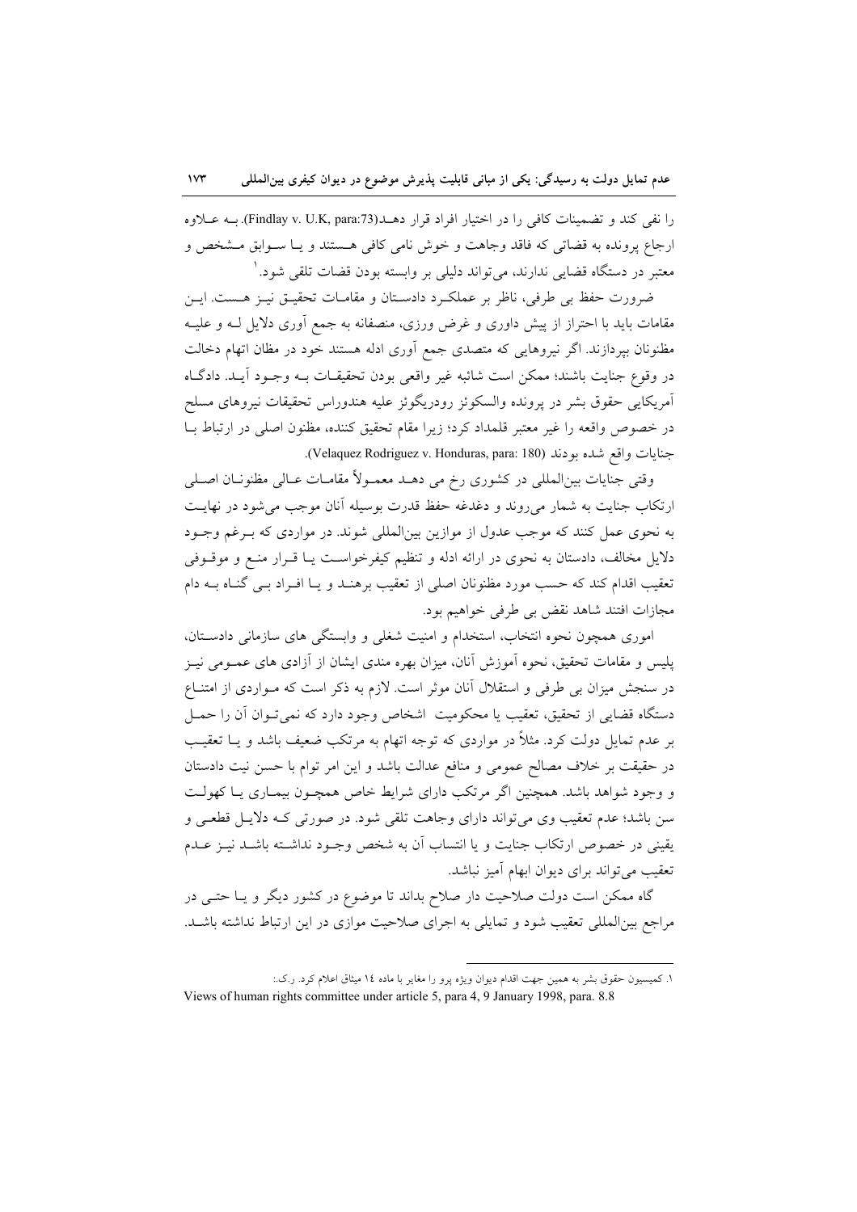را نفی کند و تضمینات کافی را در اختیار افراد قرار دهـد(Findlay v. U.K, para:73). بـه عـلاوه ارجاع پرونده به قضاتی که فاقد وجاهت و خوش نامی کافی هـستند و یـا سـوابق مـشخص و معتبر در دستگاه قضایی ندارند، می‌تواند دلیلی بر وابسته بودن قضات تلقی شود.[1]

ضرورت حفظ بی طرفی، ناظر بر عملکـرد دادسـتان و مقامـات تحقیـق نیـز هـست. ایـن مقامات باید با احتراز از پیش داوری و غرض ورزی، منصفانه به جمع آوری دلایل لـه و علیـه مظنونان بپردازند. اگر نیروهایی که متصدی جمع آوری ادله هستند خود در مظان اتهام دخالت در وقوع جنایت باشند؛ ممکن است شائبه غیر واقعی بودن تحقیقـات بـه وجـود آیـد. دادگـاه آمریکایی حقوق بشر در پرونده والسکوئز رودریگوئز علیه هندوراس تحقیقات نیروهای مسلح در خصوص واقعه را غیر معتبر قلمداد کرد؛ زیرا مقام تحقیق کننده، مظنون اصلی در ارتباط بـا جنایات واقع شده بودند (Velaquez Rodriguez v. Honduras, para: 180).

وقتی جنایات بین‌المللی در کشوری رخ می دهـد معمـولاً مقامـات عـالی مظنونـان اصـلی ارتکاب جنایت به شمار می‌روند و دغدغه حفظ قدرت بوسیله آنان موجب می‌شود در نهایـت به نحوی عمل کنند که موجب عدول از موازین بین‌المللی شوند. در مواردی که بـرغم وجـود دلایل مخالف، دادستان به نحوی در ارائه ادله و تنظیم کیفرخواسـت یـا قـرار منـع و موقـوفی تعقیب اقدام کند که حسب مورد مظنونان اصلی از تعقیب برهنـد و یـا افـراد بـی گنـاه بـه دام مجازات افتند شاهد نقض بی طرفی خواهیم بود.

اموری همچون نحوه انتخاب، استخدام و امنیت شغلی و وابستگی های سازمانی دادسـتان، پلیس و مقامات تحقیق، نحوه آموزش آنان، میزان بهره مندی ایشان از آزادی های عمـومی نیـز در سنجش میزان بی طرفی و استقلال آنان موثر است. لازم به ذکر است که مـواردی از امتنـاع دستگاه قضایی از تحقیق، تعقیب یا محکومیت اشخاص وجود دارد که نمی‌تـوان آن را حمـل بر عدم تمایل دولت کرد. مثلاً در مواردی که توجه اتهام به مرتکب ضعیف باشد و یـا تعقیـب در حقیقت بر خلاف مصالح عمومی و منافع عدالت باشد و این امر توام با حسن نیت دادستان و وجود شواهد باشد. همچنین اگر مرتکب دارای شرایط خاص همچـون بیمـاری یـا کهولـت سن باشد؛ عدم تعقیب وی می‌تواند دارای وجاهت تلقی شود. در صورتی کـه دلایـل قطعـی و یقینی در خصوص ارتکاب جنایت و یا انتساب آن به شخص وجـود نداشـته باشـد نیـز عـدم تعقیب می‌تواند برای دیوان ابهام آمیز نباشد.

گاه ممکن است دولت صلاحیت دار صلاح بداند تا موضوع در کشور دیگر و یـا حتـی در مراجع بین‌المللی تعقیب شود و تمایلی به اجرای صلاحیت موازی در این ارتباط نداشته باشـد.

---

[1]. کمیسیون حقوق بشر به همین جهت اقدام دیوان ویژه پرو را مغایر با ماده ۱٤ میثاق اعلام کرد. ر.ک.:
Views of human rights committee under article 5, para 4, 9 January 1998, para. 8.8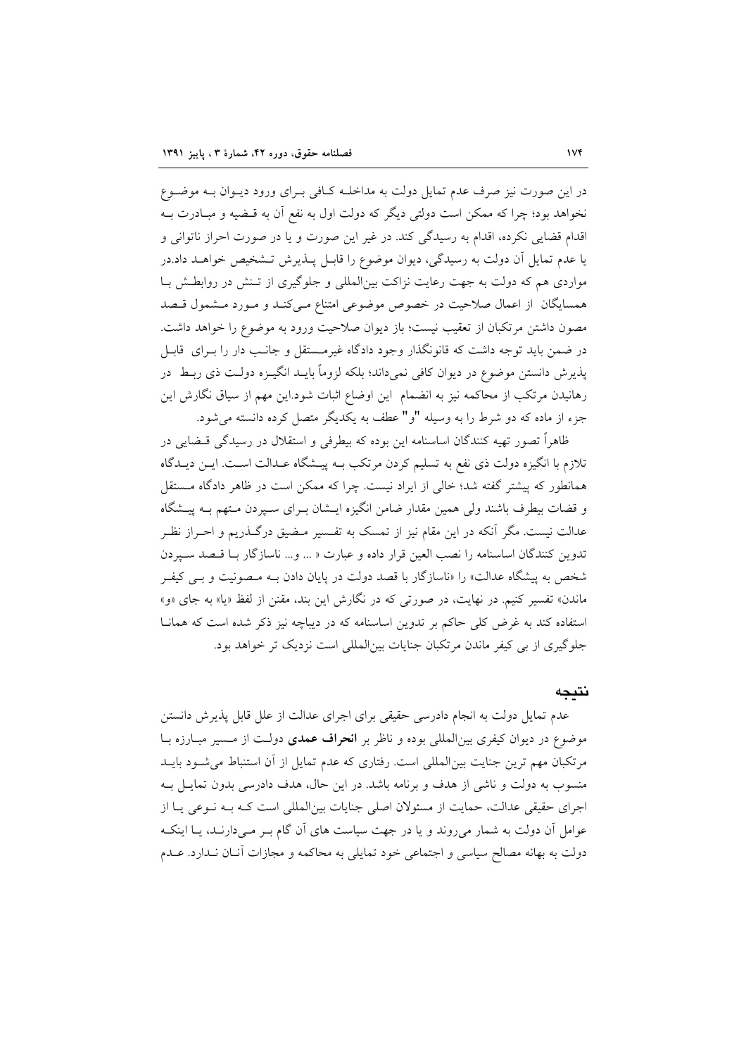در این صورت نیز صرف عدم تمایل دولت به مداخله کافی برای ورود دیوان به موضوع نخواهد بود؛ چرا که ممکن است دولتی دیگر که دولت اول به نفع آن به قضیه و مبادرت به اقدام قضایی نکرده، اقدام به رسیدگی کند. در غیر این صورت و یا در صورت احراز ناتوانی و یا عدم تمایل آن دولت به رسیدگی، دیوان موضوع را قابل پذیرش تشخیص خواهد داد.در مواردی هم که دولت به جهت رعایت نزاکت بین‌المللی و جلوگیری از تنش در روابطش با همسایگان از اعمال صلاحیت در خصوص موضوعی امتناع می‌کند و مورد مشمول قصد مصون داشتن مرتکبان از تعقیب نیست؛ باز دیوان صلاحیت ورود به موضوع را خواهد داشت. در ضمن باید توجه داشت که قانونگذار وجود دادگاه غیرمستقل و جانب دار را برای قابل پذیرش دانستن موضوع در دیوان کافی نمی‌داند؛ بلکه لزوماً باید انگیزه دولت ذی ربط در رهانیدن مرتکب از محاکمه نیز به انضمام این اوضاع اثبات شود.این مهم از سیاق نگارش این جزء از ماده که دو شرط را به وسیله "و" عطف به یکدیگر متصل کرده دانسته می‌شود.

ظاهراً تصور تهیه کنندگان اساسنامه این بوده که بیطرفی و استقلال در رسیدگی قضایی در تلازم با انگیزه دولت ذی نفع به تسلیم کردن مرتکب به پیشگاه عدالت است. این دیدگاه همانطور که پیشتر گفته شد؛ خالی از ایراد نیست. چرا که ممکن است در ظاهر دادگاه مستقل و قضات بیطرف باشند ولی همین مقدار ضامن انگیزه ایشان برای سپردن متهم به پیشگاه عدالت نیست. مگر آنکه در این مقام نیز از تمسک به تفسیر مضیق درگذریم و احراز نظر تدوین کنندگان اساسنامه را نصب العین قرار داده و عبارت « ... و... ناسازگار با قصد سپردن شخص به پیشگاه عدالت» را «ناسازگار با قصد دولت در پایان دادن به مصونیت و بی کیفر ماندن» تفسیر کنیم. در نهایت، در صورتی که در نگارش این بند، مقنن از لفظ «یا» به جای «و» استفاده کند به غرض کلی حاکم بر تدوین اساسنامه که در دیباچه نیز ذکر شده است که همانا جلوگیری از بی کیفر ماندن مرتکبان جنایات بین‌المللی است نزدیک تر خواهد بود.

## نتیجه

عدم تمایل دولت به انجام دادرسی حقیقی برای اجرای عدالت از علل قابل پذیرش دانستن موضوع در دیوان کیفری بین‌المللی بوده و ناظر بر **انحراف عمدی** دولت از مسیر مبارزه با مرتکبان مهم ترین جنایت بین‌المللی است. رفتاری که عدم تمایل از آن استنباط می‌شود باید منسوب به دولت و ناشی از هدف و برنامه باشد. در این حال، هدف دادرسی بدون تمایل به اجرای حقیقی عدالت، حمایت از مسئولان اصلی جنایات بین‌المللی است که به نوعی یا از عوامل آن دولت به شمار می‌روند و یا در جهت سیاست های آن گام بر می‌دارند، یا اینکه دولت به بهانه مصالح سیاسی و اجتماعی خود تمایلی به محاکمه و مجازات آنان ندارد. عدم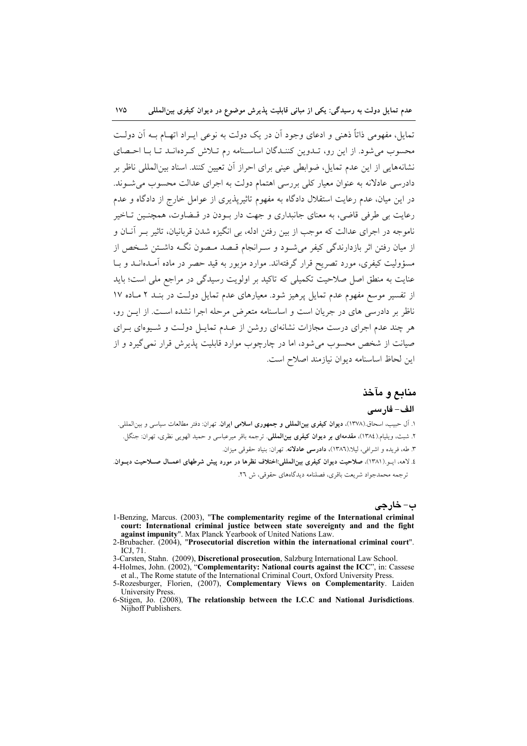تمایل، مفهومی ذاتاً ذهنی و ادعای وجود آن در یک دولت به نوعی ایـراد اتهـام بـه آن دولـت محسوب می‌شود. از این رو، تـدوین کننـدگان اساسـنامه رم تـلاش کـرده‌انـد تـا بـا احـصای نشانه‌هایی از این عدم تمایل، ضوابطی عینی برای احراز آن تعیین کنند. اسناد بین‌المللی ناظر بر دادرسی عادلانه به عنوان معیار کلی بررسی اهتمام دولت به اجرای عدالت محسوب می‌شـوند. در این میان، عدم رعایت استقلال دادگاه به مفهوم تاثیرپذیری از عوامل خارج از دادگاه و عدم رعایت بی طرفی قاضی، به معنای جانبداری و جهت دار بـودن در قـضاوت، همچنـین تـاخیر ناموجه در اجرای عدالت که موجب از بین رفتن ادله، بی انگیزه شدن قربانیان، تاثیر بـر آنـان و از میان رفتن اثر بازدارندگی کیفر می‌شـود و سـرانجام قـصد مـصون نگـه داشـتن شـخص از مسؤولیت کیفری، مورد تصریح قرار گرفته‌اند. موارد مزبور به قید حصر در ماده آمـده‌انـد و بـا عنایت به منطق اصل صلاحیت تکمیلی که تاکید بر اولویت رسیدگی در مراجع ملی است؛ باید از تفسیر موسع مفهوم عدم تمایل پرهیز شود. معیارهای عدم تمایل دولت در بنـد ۲ مـاده ۱۷ ناظر بر دادرسی های در جریان است و اساسنامه متعرض مرحله اجرا نشده اسـت. از ایـن رو، هر چند عدم اجرای درست مجازات نشانه‌ای روشن از عـدم تمایـل دولـت و شـیوه‌ای بـرای صیانت از شخص محسوب می‌شود، اما در چارچوب موارد قابلیت پذیرش قرار نمی‌گیرد و از این لحاظ اساسنامه دیوان نیازمند اصلاح است.

## منابع و مآخذ

### الف- فارسی

۱. آل حبیب، اسحاق.(۱۳۷۸)، **دیوان کیفری بین‌المللی و جمهوری اسلامی ایران**. تهران: دفتر مطالعات سیاسی و بین‌المللی.

۲. شبث، ویلیام.(۱۳۸٤)، **مقدمه‌ای بر دیوان کیفری بین‌المللی**. ترجمه باقر میرعباسی و حمید الهویی نظری، تهران: جنگل.

۳. طه، فریده و اشرافی، لیلا.(۱۳۸٦)، **دادرسی عادلانه**. تهران: بنیاد حقوقی میزان.

٤. لاهه، ایـو.(۱۳۸۱)، **صلاحیت دیوان کیفری بین‌المللی:اختلاف نظرها در مورد پیش شرطهای اعمـال صـلاحیت دیـوان**. ترجمه محمدجواد شریعت باقری، فصلنامه دیدگاه‌های حقوقی، ش ۲٦.

### ب- خارجی

1-Benzing, Marcus. (2003), "**The complementarity regime of the International criminal court: International criminal justice between state sovereignty and and the fight against impunity**". Max Planck Yearbook of United Nations Law.

2-Brubacher. (2004), "**Prosecutorial discretion within the international criminal court**". ICJ, 71.

3-Carsten, Stahn. (2009), **Discretional prosecution**, Salzburg International Law School.

4-Holmes, John. (2002), "**Complementarity: National courts against the ICC**", in: Cassese et al., The Rome statute of the International Criminal Court, Oxford University Press.

5-Rozesburger, Florien, (2007), **Complementary Views on Complementarity**. Laiden University Press.

6-Stigen, Jo. (2008), **The relationship between the I.C.C and National Jurisdictions**. Nijhoff Publishers.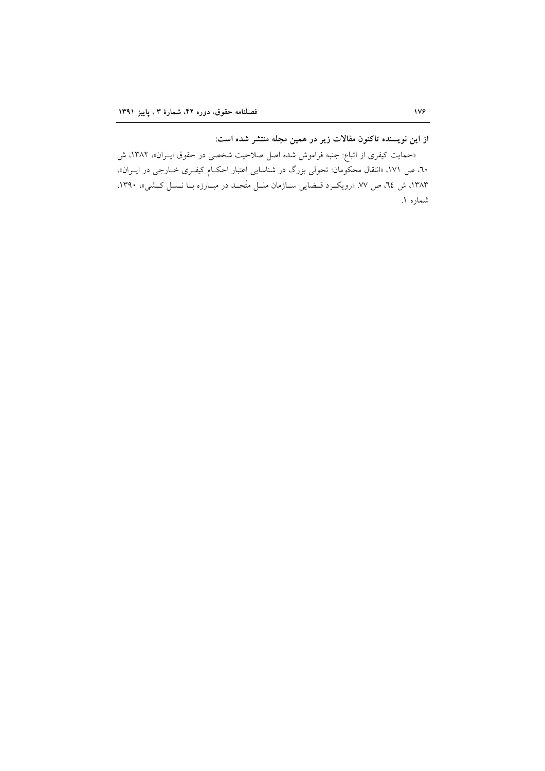**از این نویسنده تاکنون مقالات زیر در همین مجله منتشر شده است:**

«حمایت کیفری از اتباع: جنبه فراموش شده اصل صلاحیت شخصی در حقوق ایـران»، ۱۳۸۲، ش ٦٠، ص ۱۷۱، «انتقال محکومان: تحولی بزرگ در شناسایی اعتبار احکـام کیفـری خـارجی در ایـران»، ۱۳۸۳، ش ٦٤، ص ۷۷. «رویکـرد قـضایی سـازمان ملـل متّحـد در مبـارزه بـا نـسل کـشی»، ۱۳۹۰، شماره ۱.